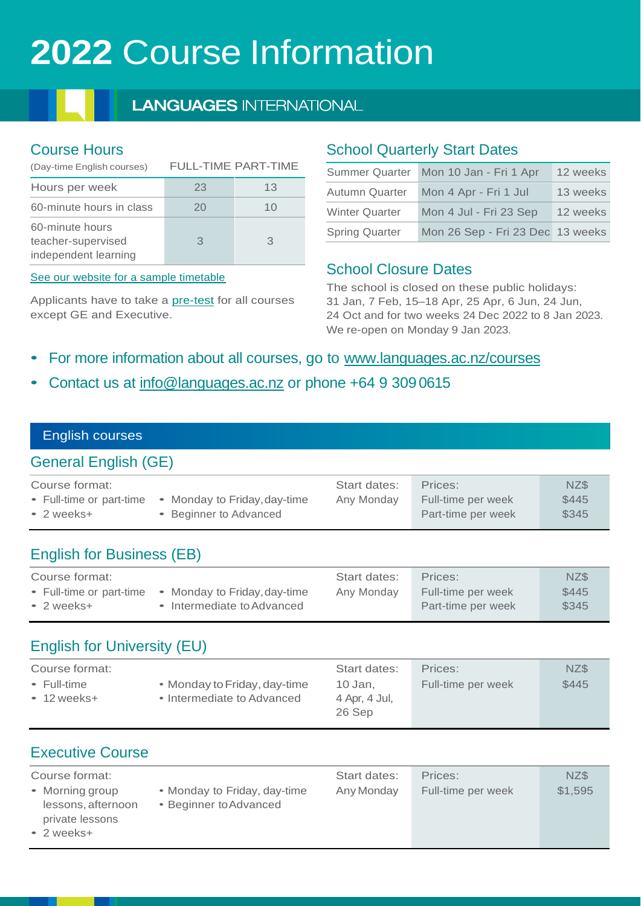# 2022 Course Information

**LANGUAGES** INTERNATIONAL

## Course Hours

| (Day-time English courses) | FULL-TIME | PART-TIME |
|---|---|---|
| Hours per week | 23 | 13 |
| 60-minute hours in class | 20 | 10 |
| 60-minute hours teacher-supervised independent learning | 3 | 3 |

See our website for a sample timetable

Applicants have to take a pre-test for all courses except GE and Executive.

## School Quarterly Start Dates

| Summer Quarter | Mon 10 Jan - Fri 1 Apr | 12 weeks |
|---|---|---|
| Autumn Quarter | Mon 4 Apr - Fri 1 Jul | 13 weeks |
| Winter Quarter | Mon 4 Jul - Fri 23 Sep | 12 weeks |
| Spring Quarter | Mon 26 Sep - Fri 23 Dec | 13 weeks |

## School Closure Dates

The school is closed on these public holidays: 31 Jan, 7 Feb, 15–18 Apr, 25 Apr, 6 Jun, 24 Jun, 24 Oct and for two weeks 24 Dec 2022 to 8 Jan 2023. We re-open on Monday 9 Jan 2023.

- For more information about all courses, go to www.languages.ac.nz/courses
- Contact us at info@languages.ac.nz or phone +64 9 309 0615

## English courses

### General English (GE)

| Course format: | | Start dates: | Prices: | NZ$ |
|---|---|---|---|---|
| • Full-time or part-time<br>• 2 weeks+ | • Monday to Friday, day-time<br>• Beginner to Advanced | Any Monday | Full-time per week<br>Part-time per week | $445<br>$345 |

### English for Business (EB)

| Course format: | | Start dates: | Prices: | NZ$ |
|---|---|---|---|---|
| • Full-time or part-time<br>• 2 weeks+ | • Monday to Friday, day-time<br>• Intermediate to Advanced | Any Monday | Full-time per week<br>Part-time per week | $445<br>$345 |

### English for University (EU)

| Course format: | | Start dates: | Prices: | NZ$ |
|---|---|---|---|---|
| • Full-time<br>• 12 weeks+ | • Monday to Friday, day-time<br>• Intermediate to Advanced | 10 Jan, 4 Apr, 4 Jul, 26 Sep | Full-time per week | $445 |

### Executive Course

| Course format: | | Start dates: | Prices: | NZ$ |
|---|---|---|---|---|
| • Morning group lessons, afternoon private lessons<br>• 2 weeks+ | • Monday to Friday, day-time<br>• Beginner to Advanced | Any Monday | Full-time per week | $1,595 |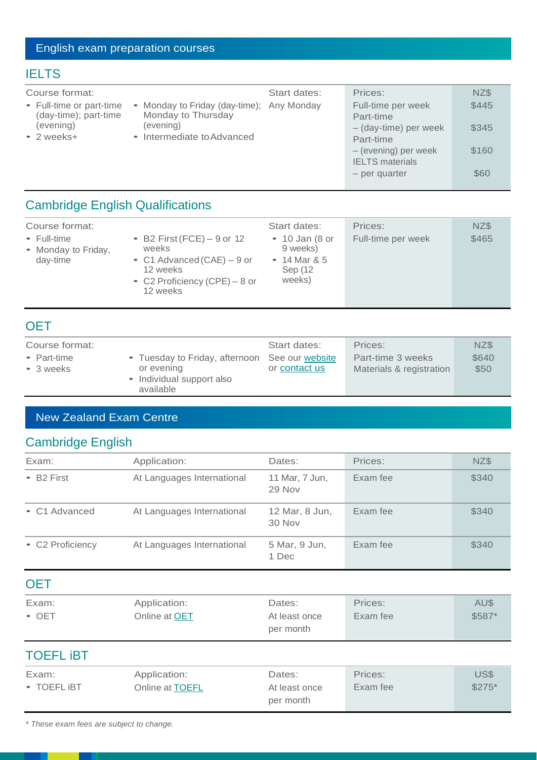# English exam preparation courses

## IELTS

| Course format: | | Start dates: | Prices: | NZ$ |
|---|---|---|---|---|
| • Full-time or part-time (day-time); part-time (evening)<br>• 2 weeks+ | • Monday to Friday (day-time); Monday to Thursday (evening)<br>• Intermediate to Advanced | Any Monday | Full-time per week | $445 |
| | | | Part-time – (day-time) per week | $345 |
| | | | Part-time – (evening) per week | $160 |
| | | | IELTS materials – per quarter | $60 |

## Cambridge English Qualifications

| Course format: | | Start dates: | Prices: | NZ$ |
|---|---|---|---|---|
| • Full-time<br>• Monday to Friday, day-time | • B2 First (FCE) – 9 or 12 weeks<br>• C1 Advanced (CAE) – 9 or 12 weeks<br>• C2 Proficiency (CPE) – 8 or 12 weeks | • 10 Jan (8 or 9 weeks)<br>• 14 Mar & 5 Sep (12 weeks) | Full-time per week | $465 |

## OET

| Course format: | | Start dates: | Prices: | NZ$ |
|---|---|---|---|---|
| • Part-time<br>• 3 weeks | • Tuesday to Friday, afternoon or evening<br>• Individual support also available | See our website or contact us | Part-time 3 weeks | $640 |
| | | | Materials & registration | $50 |

# New Zealand Exam Centre

## Cambridge English

| Exam: | Application: | Dates: | Prices: | NZ$ |
|---|---|---|---|---|
| • B2 First | At Languages International | 11 Mar, 7 Jun, 29 Nov | Exam fee | $340 |
| • C1 Advanced | At Languages International | 12 Mar, 8 Jun, 30 Nov | Exam fee | $340 |
| • C2 Proficiency | At Languages International | 5 Mar, 9 Jun, 1 Dec | Exam fee | $340 |

## OET

| Exam: | Application: | Dates: | Prices: | AU$ |
|---|---|---|---|---|
| • OET | Online at OET | At least once per month | Exam fee | $587* |

## TOEFL iBT

| Exam: | Application: | Dates: | Prices: | US$ |
|---|---|---|---|---|
| • TOEFL iBT | Online at TOEFL | At least once per month | Exam fee | $275* |

*\* These exam fees are subject to change.*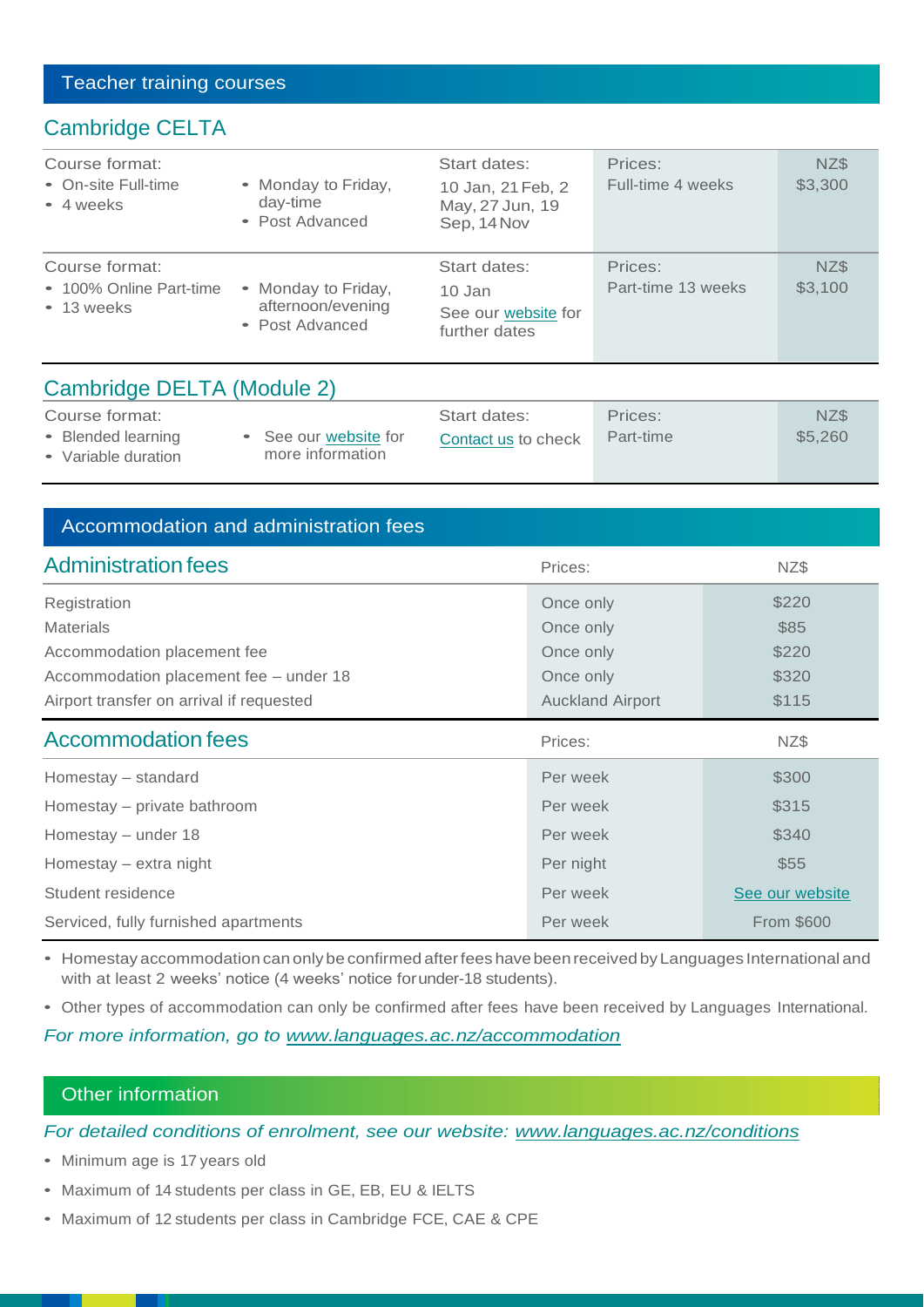## Teacher training courses

### Cambridge CELTA

| Course format | | Start dates | Prices | NZ$ |
|---|---|---|---|---|
| • On-site Full-time<br>• 4 weeks | • Monday to Friday, day-time<br>• Post Advanced | 10 Jan, 21 Feb, 2 May, 27 Jun, 19 Sep, 14 Nov | Full-time 4 weeks | $3,300 |
| • 100% Online Part-time<br>• 13 weeks | • Monday to Friday, afternoon/evening<br>• Post Advanced | 10 Jan<br>See our website for further dates | Part-time 13 weeks | $3,100 |

### Cambridge DELTA (Module 2)

| Course format | | Start dates | Prices | NZ$ |
|---|---|---|---|---|
| • Blended learning<br>• Variable duration | • See our website for more information | Contact us to check | Part-time | $5,260 |

## Accommodation and administration fees

### Administration fees

| Administration fees | Prices: | NZ$ |
|---|---|---|
| Registration | Once only | $220 |
| Materials | Once only | $85 |
| Accommodation placement fee | Once only | $220 |
| Accommodation placement fee – under 18 | Once only | $320 |
| Airport transfer on arrival if requested | Auckland Airport | $115 |

### Accommodation fees

| Accommodation fees | Prices: | NZ$ |
|---|---|---|
| Homestay – standard | Per week | $300 |
| Homestay – private bathroom | Per week | $315 |
| Homestay – under 18 | Per week | $340 |
| Homestay – extra night | Per night | $55 |
| Student residence | Per week | See our website |
| Serviced, fully furnished apartments | Per week | From $600 |

- Homestay accommodation can only be confirmed after fees have been received by Languages International and with at least 2 weeks' notice (4 weeks' notice for under-18 students).
- Other types of accommodation can only be confirmed after fees have been received by Languages International.

*For more information, go to www.languages.ac.nz/accommodation*

## Other information

*For detailed conditions of enrolment, see our website: www.languages.ac.nz/conditions*

- Minimum age is 17 years old
- Maximum of 14 students per class in GE, EB, EU & IELTS
- Maximum of 12 students per class in Cambridge FCE, CAE & CPE